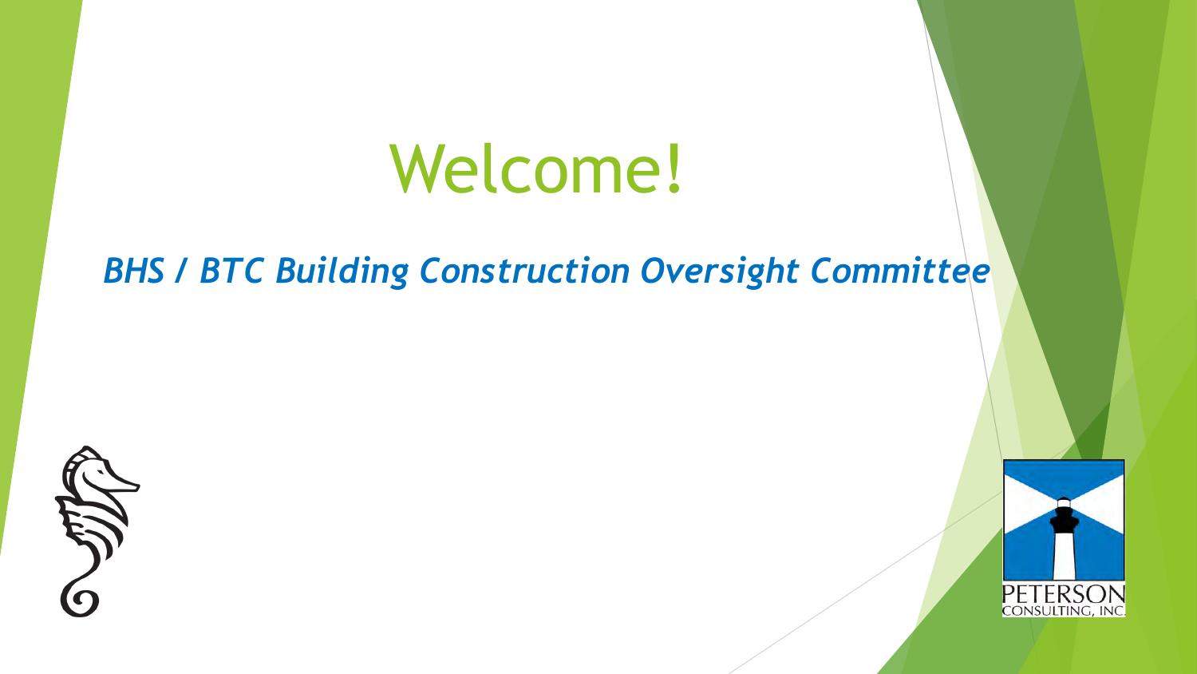# Welcome!

***BHS / BTC Building Construction Oversight Committee***

PETERSON
CONSULTING, INC.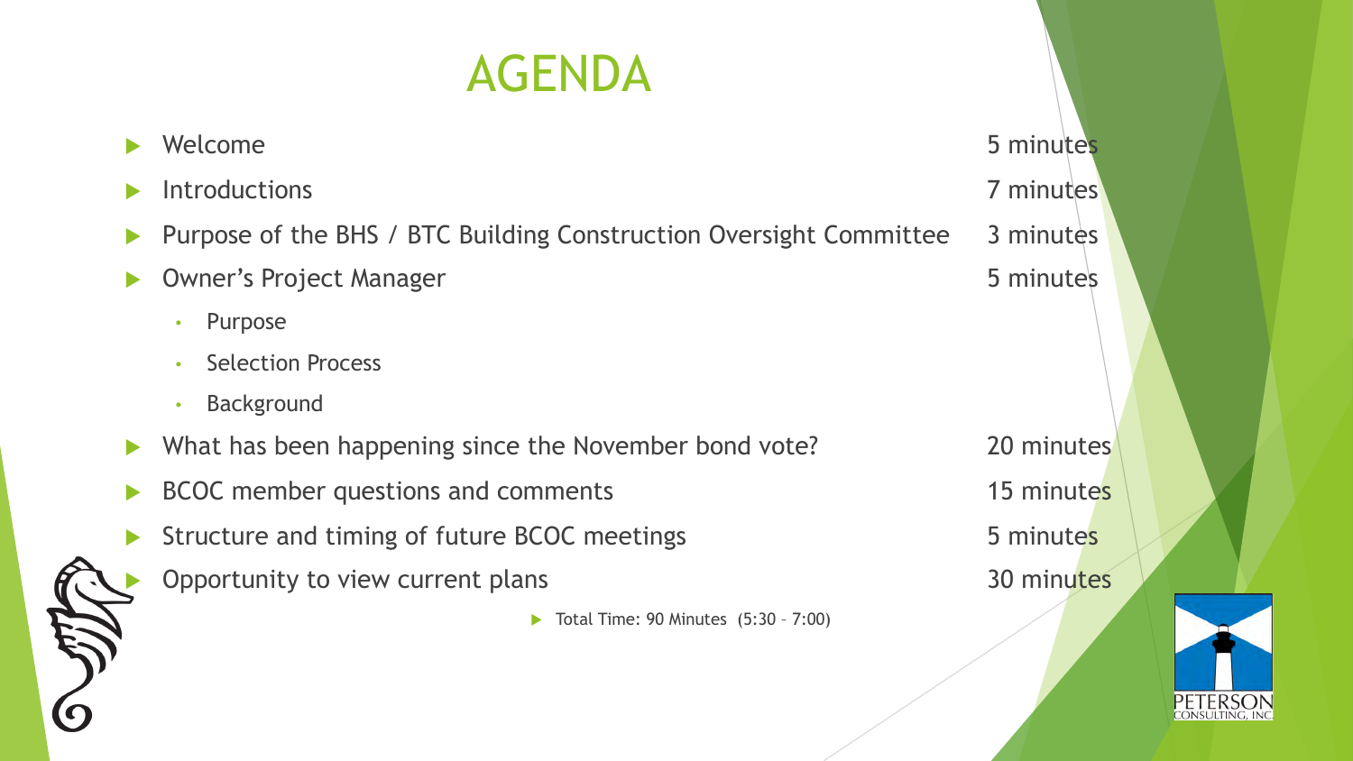# AGENDA

| Item | Time |
| --- | --- |
| Welcome | 5 minutes |
| Introductions | 7 minutes |
| Purpose of the BHS / BTC Building Construction Oversight Committee | 3 minutes |
| Owner's Project Manager<br>• Purpose<br>• Selection Process<br>• Background | 5 minutes |
| What has been happening since the November bond vote? | 20 minutes |
| BCOC member questions and comments | 15 minutes |
| Structure and timing of future BCOC meetings | 5 minutes |
| Opportunity to view current plans | 30 minutes |

- Total Time: 90 Minutes (5:30 – 7:00)

PETERSON CONSULTING, INC.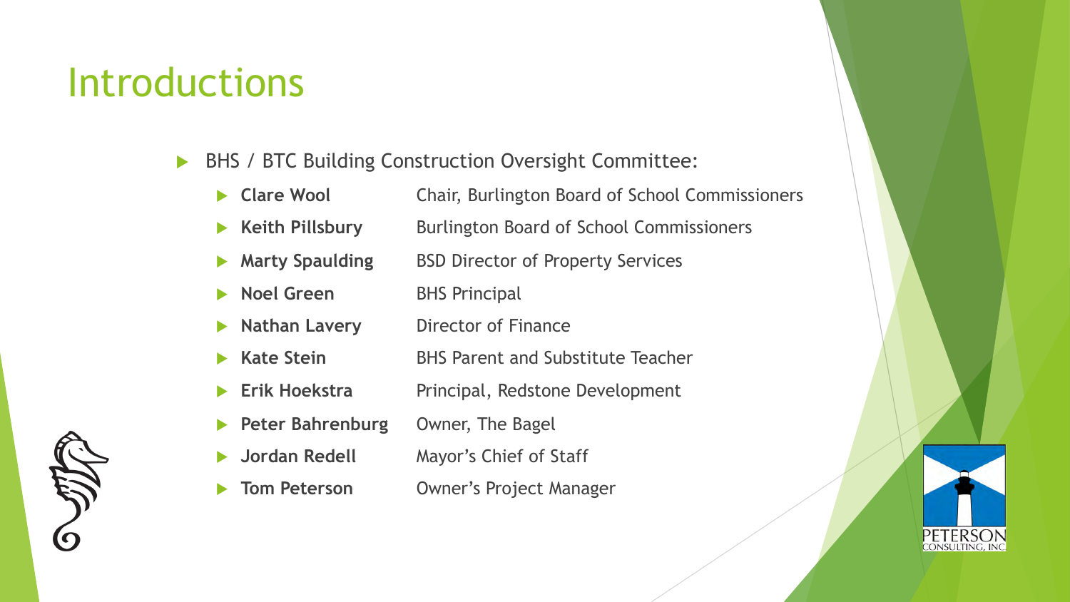# Introductions

- BHS / BTC Building Construction Oversight Committee:
  - **Clare Wool** Chair, Burlington Board of School Commissioners
  - **Keith Pillsbury** Burlington Board of School Commissioners
  - **Marty Spaulding** BSD Director of Property Services
  - **Noel Green** BHS Principal
  - **Nathan Lavery** Director of Finance
  - **Kate Stein** BHS Parent and Substitute Teacher
  - **Erik Hoekstra** Principal, Redstone Development
  - **Peter Bahrenburg** Owner, The Bagel
  - **Jordan Redell** Mayor's Chief of Staff
  - **Tom Peterson** Owner's Project Manager

PETERSON CONSULTING, INC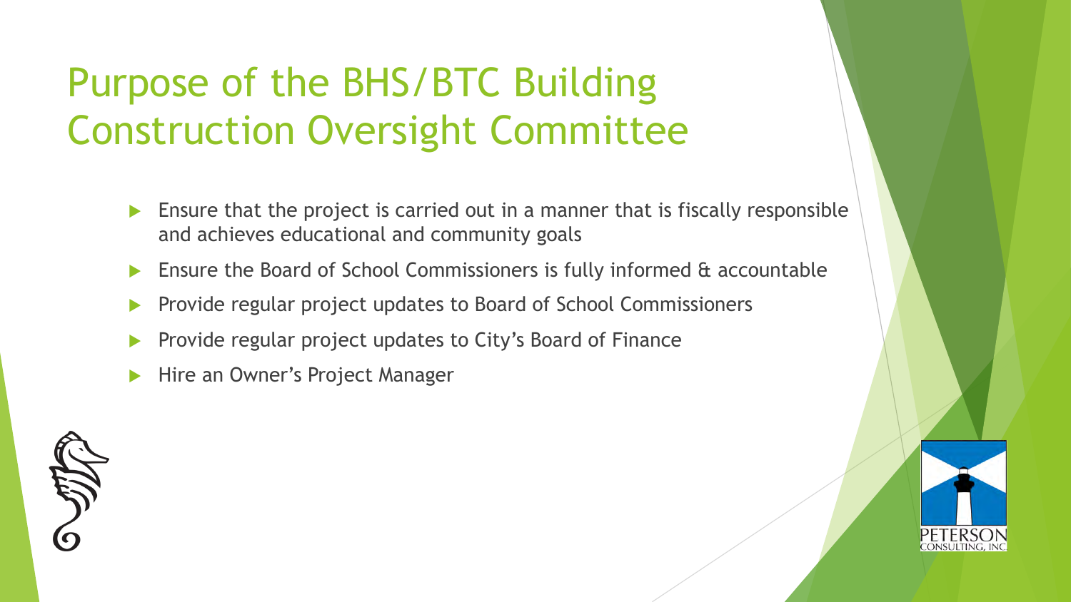# Purpose of the BHS/BTC Building Construction Oversight Committee

- Ensure that the project is carried out in a manner that is fiscally responsible and achieves educational and community goals
- Ensure the Board of School Commissioners is fully informed & accountable
- Provide regular project updates to Board of School Commissioners
- Provide regular project updates to City's Board of Finance
- Hire an Owner's Project Manager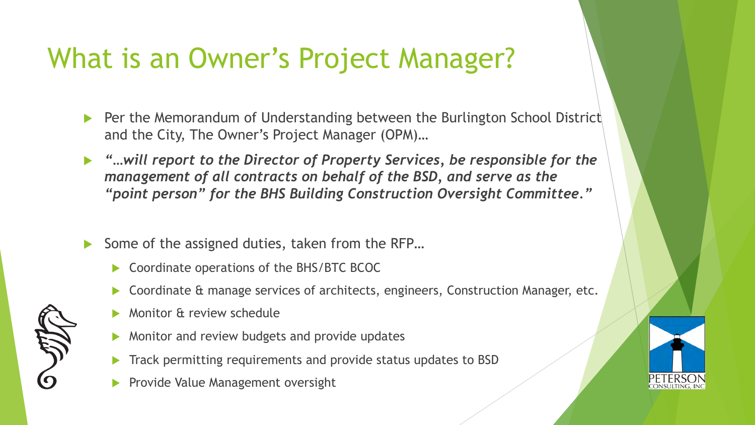# What is an Owner's Project Manager?

- Per the Memorandum of Understanding between the Burlington School District and the City, The Owner's Project Manager (OPM)…
- *"…**will report to the Director of Property Services, be responsible for the management of all contracts on behalf of the BSD, and serve as the "point person" for the BHS Building Construction Oversight Committee.**"*
- Some of the assigned duties, taken from the RFP…
  - Coordinate operations of the BHS/BTC BCOC
  - Coordinate & manage services of architects, engineers, Construction Manager, etc.
  - Monitor & review schedule
  - Monitor and review budgets and provide updates
  - Track permitting requirements and provide status updates to BSD
  - Provide Value Management oversight

PETERSON CONSULTING, INC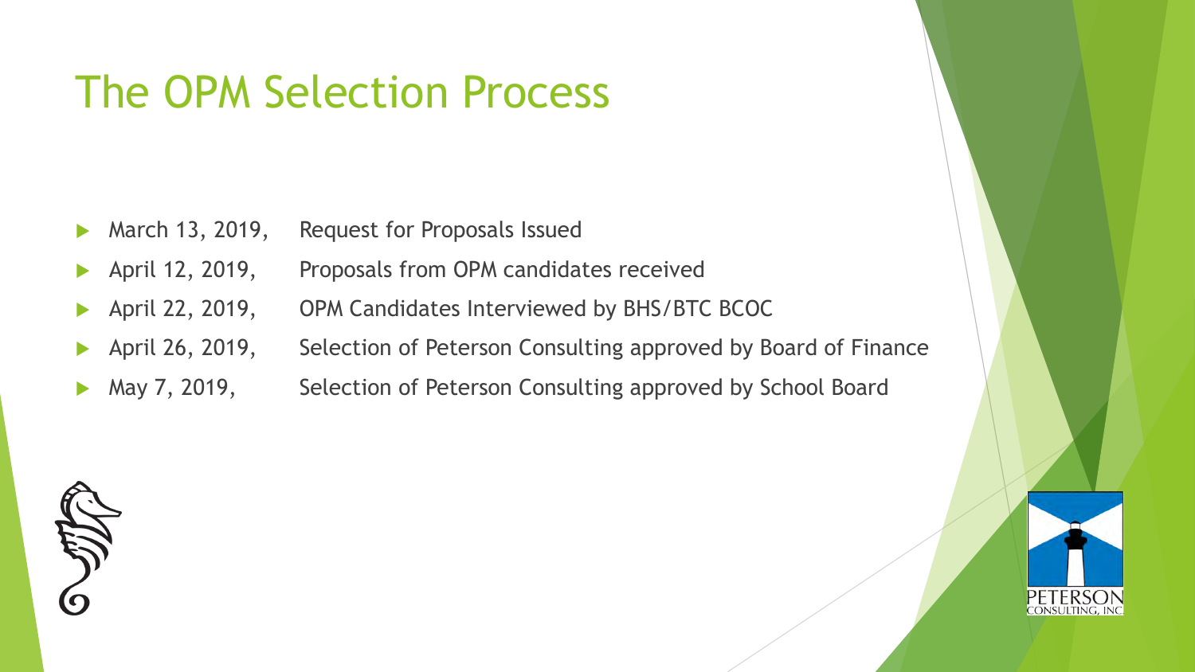# The OPM Selection Process

- March 13, 2019, Request for Proposals Issued
- April 12, 2019, Proposals from OPM candidates received
- April 22, 2019, OPM Candidates Interviewed by BHS/BTC BCOC
- April 26, 2019, Selection of Peterson Consulting approved by Board of Finance
- May 7, 2019, Selection of Peterson Consulting approved by School Board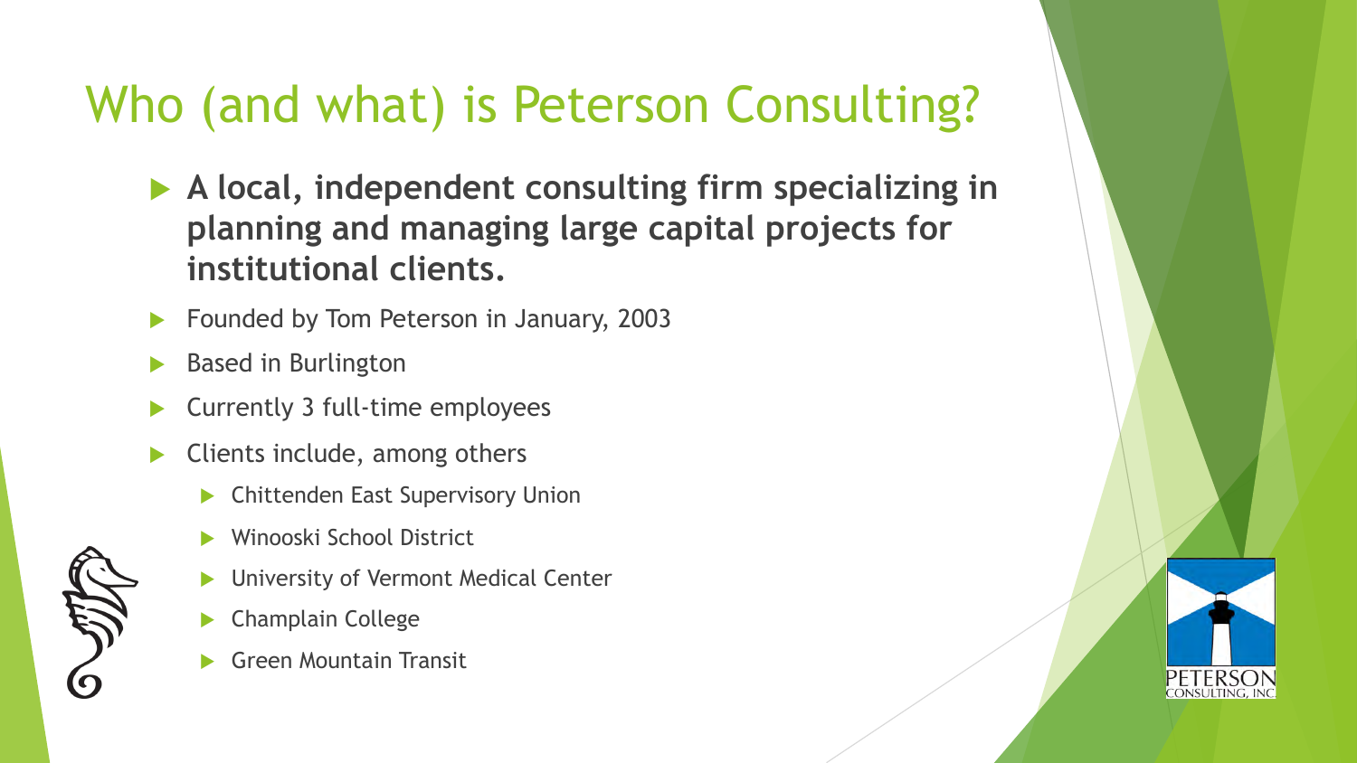# Who (and what) is Peterson Consulting?

- **A local, independent consulting firm specializing in planning and managing large capital projects for institutional clients.**
- Founded by Tom Peterson in January, 2003
- Based in Burlington
- Currently 3 full-time employees
- Clients include, among others
  - Chittenden East Supervisory Union
  - Winooski School District
  - University of Vermont Medical Center
  - Champlain College
  - Green Mountain Transit

PETERSON CONSULTING, INC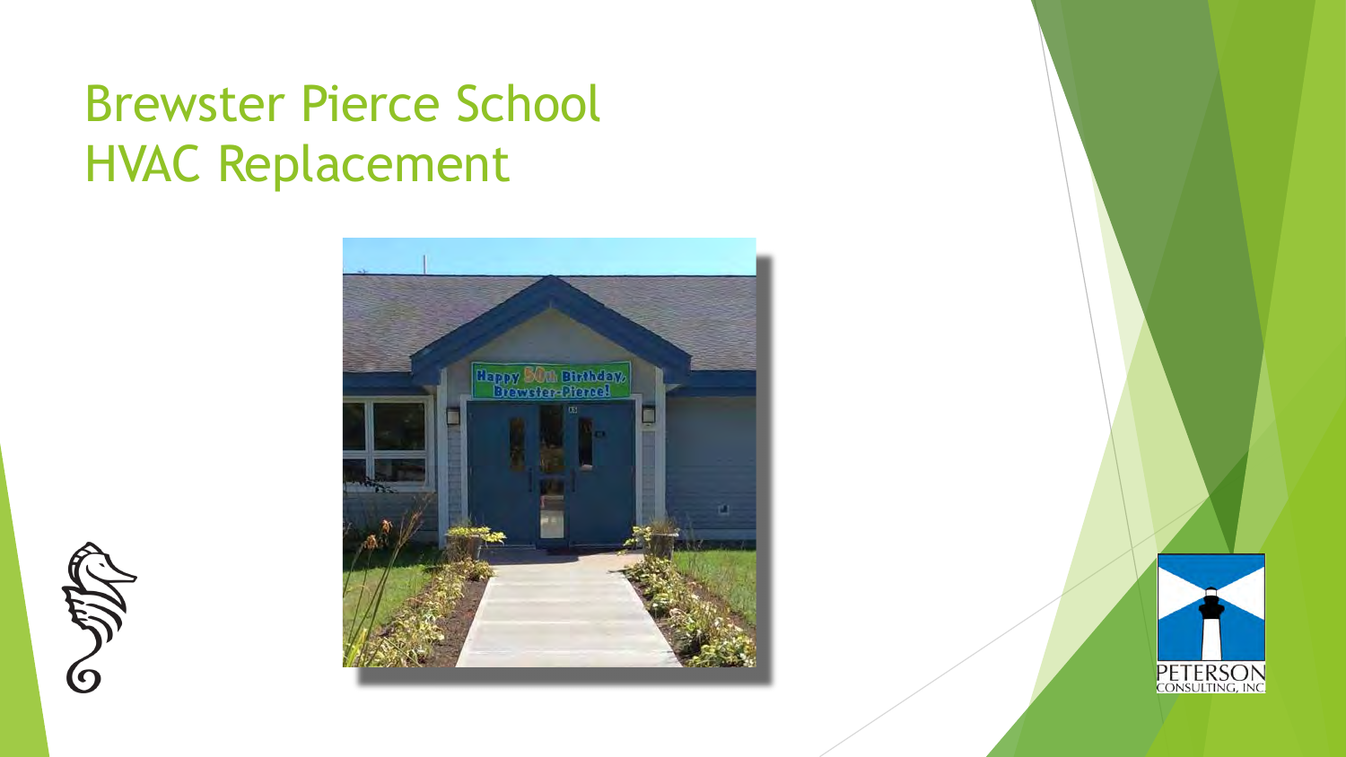# Brewster Pierce School HVAC Replacement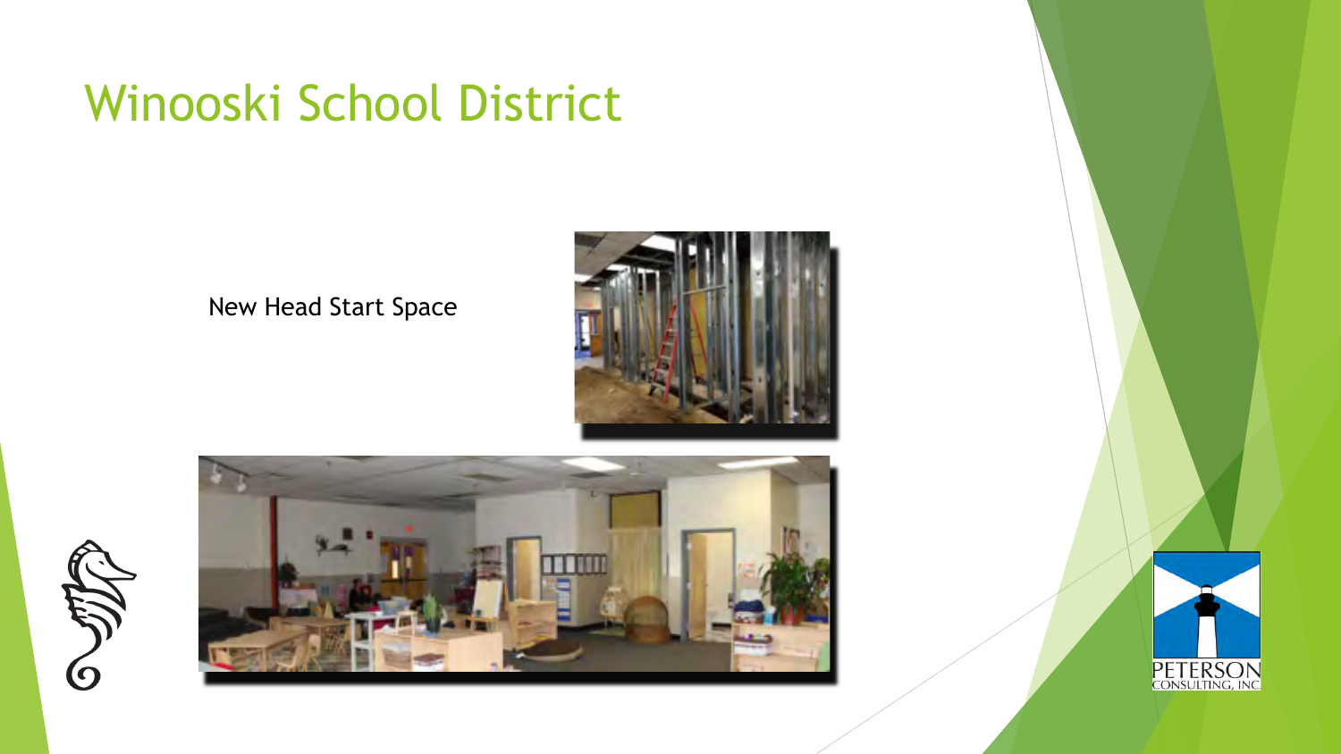# Winooski School District

New Head Start Space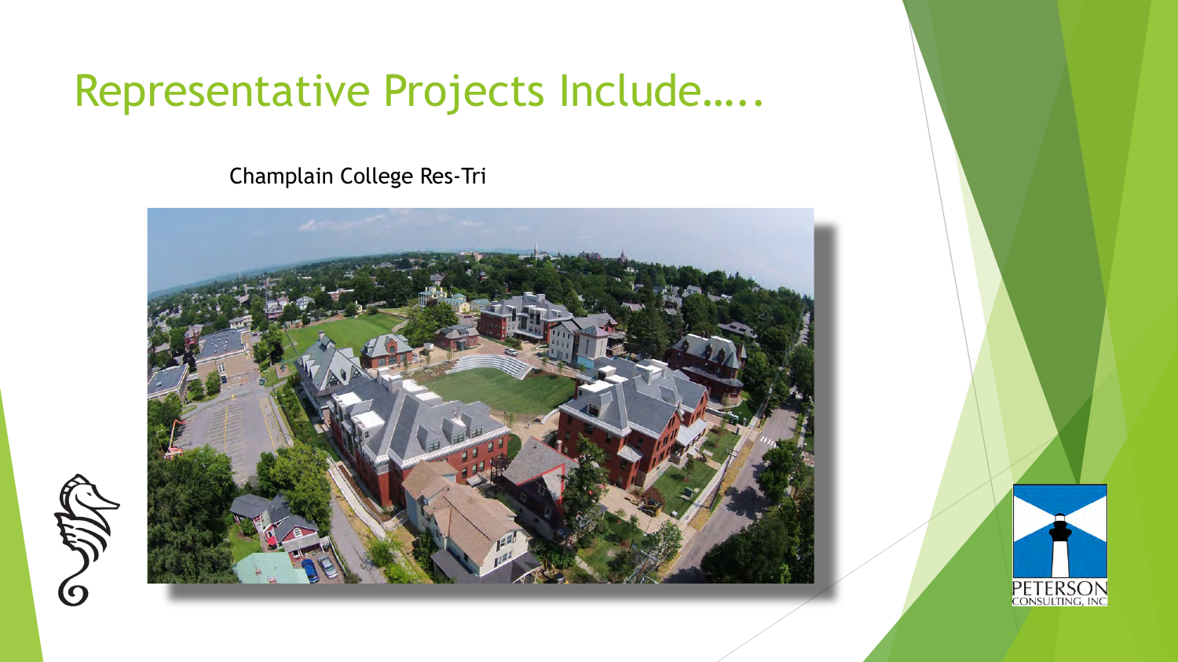# Representative Projects Include…..

Champlain College Res-Tri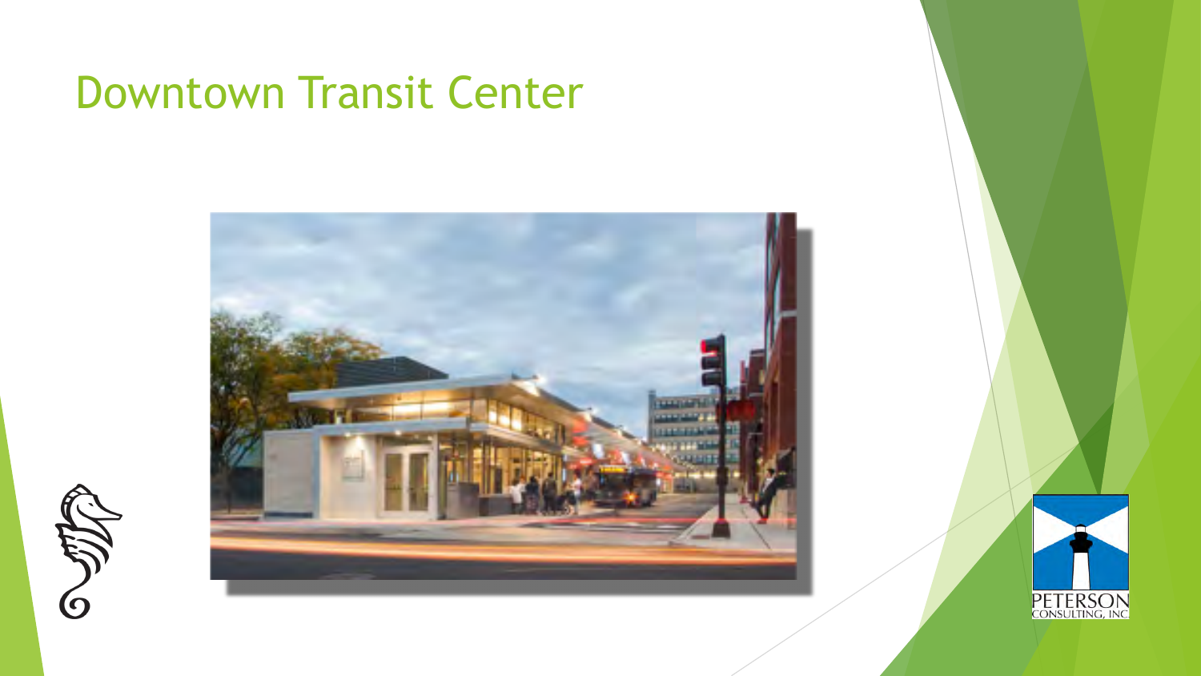# Downtown Transit Center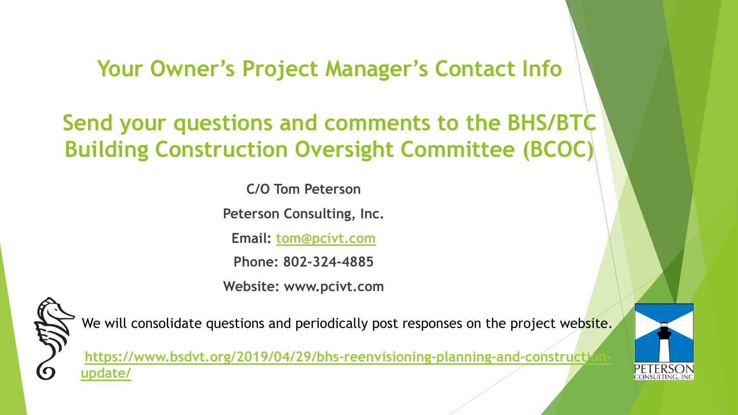# Your Owner's Project Manager's Contact Info

## Send your questions and comments to the BHS/BTC Building Construction Oversight Committee (BCOC)

**C/O Tom Peterson**

**Peterson Consulting, Inc.**

**Email: tom@pcivt.com**

**Phone: 802-324-4885**

**Website: www.pcivt.com**

We will consolidate questions and periodically post responses on the project website.

**https://www.bsdvt.org/2019/04/29/bhs-reenvisioning-planning-and-construction-update/**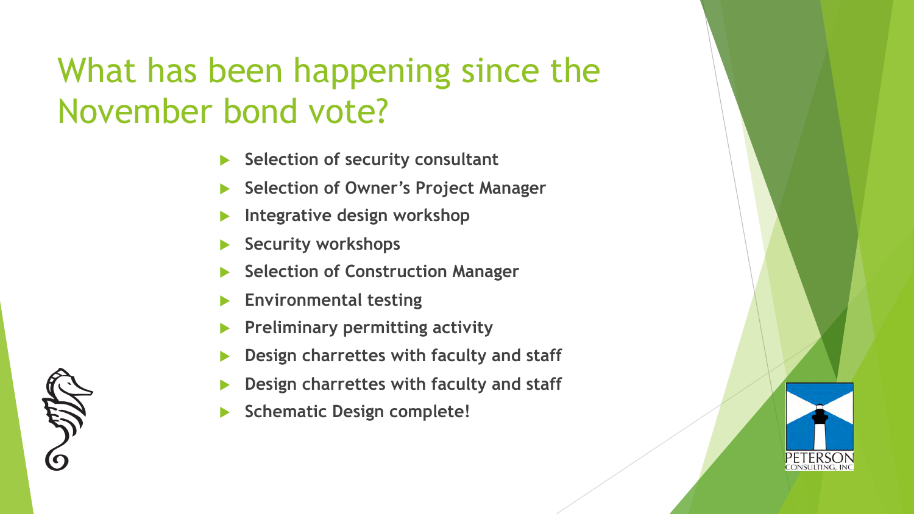# What has been happening since the November bond vote?

- **Selection of security consultant**
- **Selection of Owner's Project Manager**
- **Integrative design workshop**
- **Security workshops**
- **Selection of Construction Manager**
- **Environmental testing**
- **Preliminary permitting activity**
- **Design charrettes with faculty and staff**
- **Design charrettes with faculty and staff**
- **Schematic Design complete!**

PETERSON CONSULTING, INC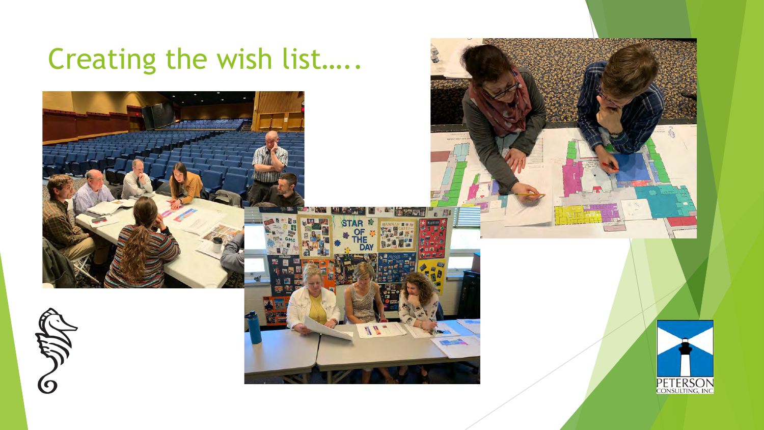# Creating the wish list…..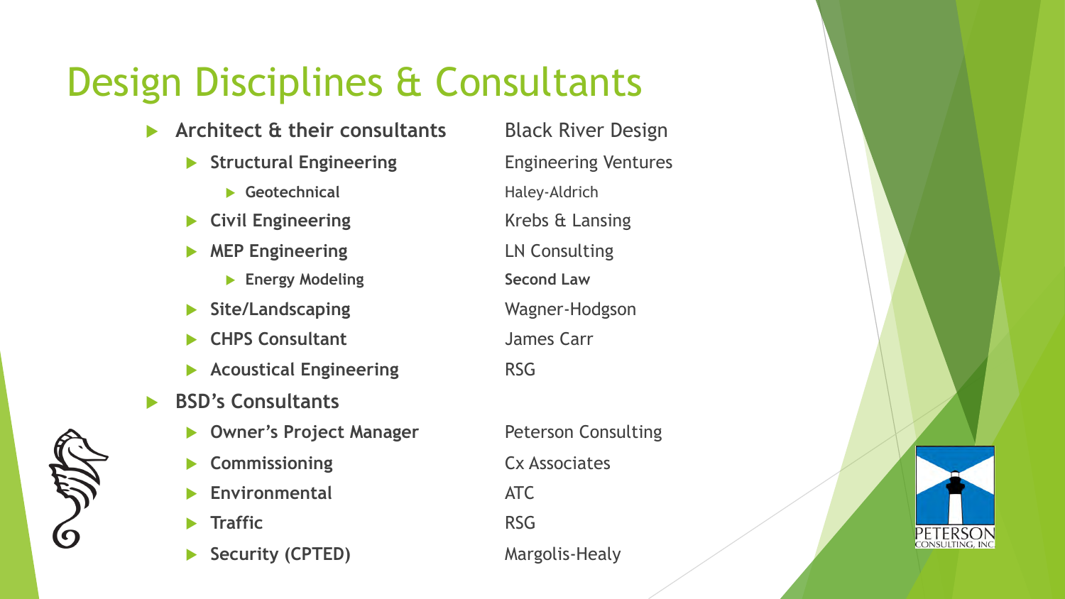# Design Disciplines & Consultants

- **Architect & their consultants** — Black River Design
  - **Structural Engineering** — Engineering Ventures
    - **Geotechnical** — Haley-Aldrich
  - **Civil Engineering** — Krebs & Lansing
  - **MEP Engineering** — LN Consulting
    - **Energy Modeling** — **Second Law**
  - **Site/Landscaping** — Wagner-Hodgson
  - **CHPS Consultant** — James Carr
  - **Acoustical Engineering** — RSG
- **BSD's Consultants**
  - **Owner's Project Manager** — Peterson Consulting
  - **Commissioning** — Cx Associates
  - **Environmental** — ATC
  - **Traffic** — RSG
  - **Security (CPTED)** — Margolis-Healy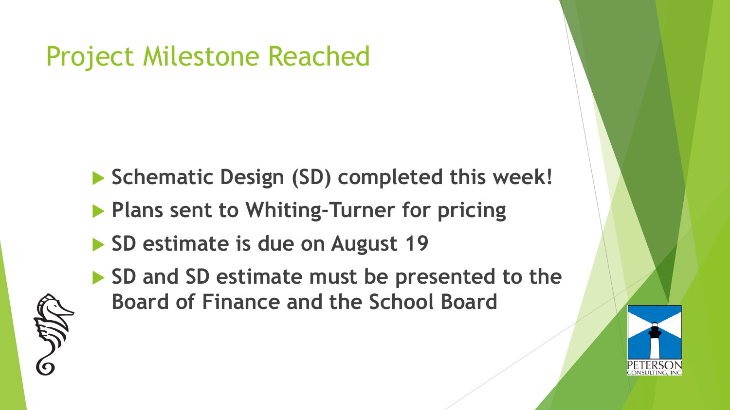# Project Milestone Reached

- **Schematic Design (SD) completed this week!**
- **Plans sent to Whiting-Turner for pricing**
- **SD estimate is due on August 19**
- **SD and SD estimate must be presented to the Board of Finance and the School Board**

PETERSON CONSULTING, INC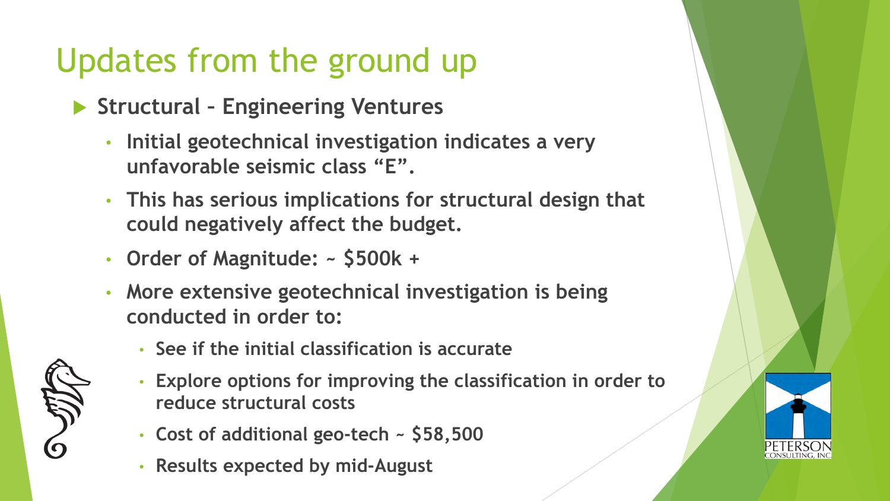# Updates from the ground up

- **Structural – Engineering Ventures**
  - **Initial geotechnical investigation indicates a very unfavorable seismic class "E".**
  - **This has serious implications for structural design that could negatively affect the budget.**
  - **Order of Magnitude: ~ $500k +**
  - **More extensive geotechnical investigation is being conducted in order to:**
    - **See if the initial classification is accurate**
    - **Explore options for improving the classification in order to reduce structural costs**
    - **Cost of additional geo-tech ~ $58,500**
    - **Results expected by mid-August**

PETERSON CONSULTING, INC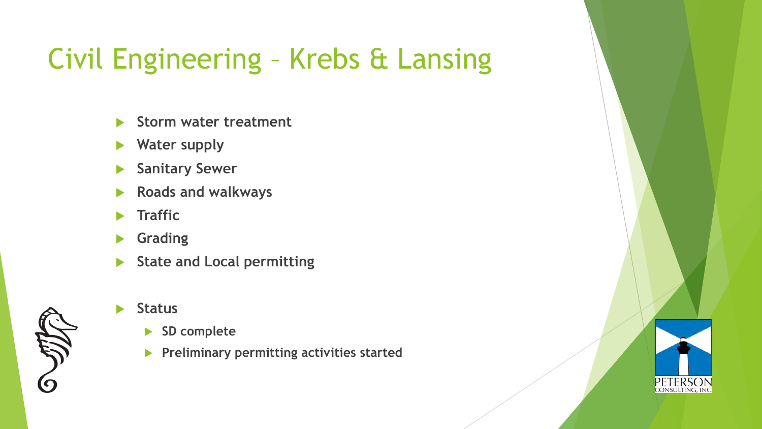# Civil Engineering – Krebs & Lansing

- **Storm water treatment**
- **Water supply**
- **Sanitary Sewer**
- **Roads and walkways**
- **Traffic**
- **Grading**
- **State and Local permitting**

- **Status**
  - **SD complete**
  - **Preliminary permitting activities started**

PETERSON
CONSULTING, INC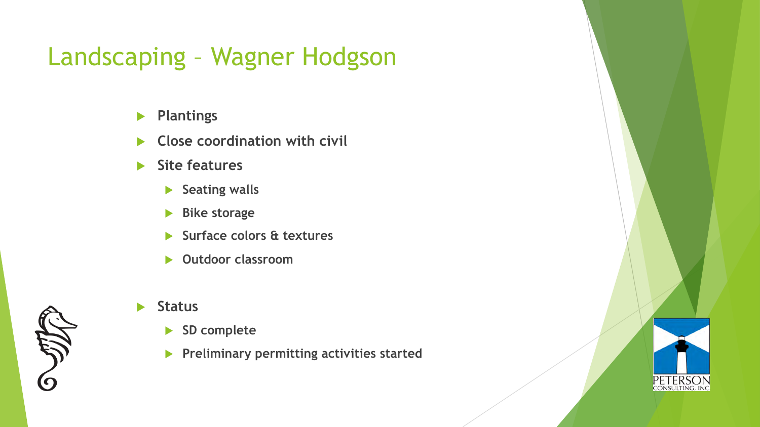# Landscaping – Wagner Hodgson

- Plantings
- Close coordination with civil
- Site features
  - Seating walls
  - Bike storage
  - Surface colors & textures
  - Outdoor classroom

- Status
  - SD complete
  - Preliminary permitting activities started

PETERSON CONSULTING, INC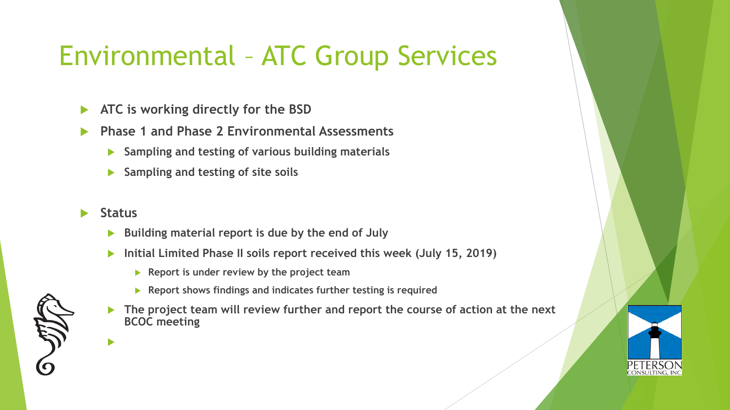# Environmental – ATC Group Services

- **ATC is working directly for the BSD**
- **Phase 1 and Phase 2 Environmental Assessments**
  - **Sampling and testing of various building materials**
  - **Sampling and testing of site soils**
- **Status**
  - **Building material report is due by the end of July**
  - **Initial Limited Phase II soils report received this week (July 15, 2019)**
    - **Report is under review by the project team**
    - **Report shows findings and indicates further testing is required**
  - **The project team will review further and report the course of action at the next BCOC meeting**

PETERSON CONSULTING, INC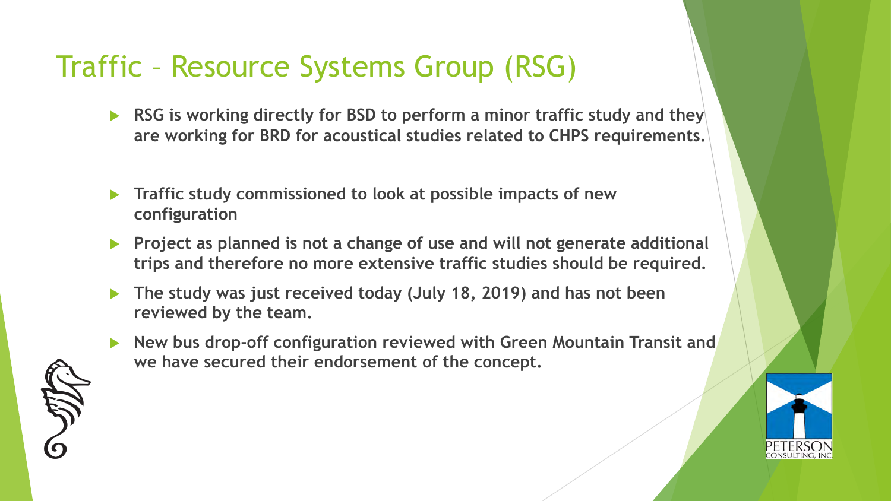# Traffic – Resource Systems Group (RSG)

- **RSG is working directly for BSD to perform a minor traffic study and they are working for BRD for acoustical studies related to CHPS requirements.**
- **Traffic study commissioned to look at possible impacts of new configuration**
- **Project as planned is not a change of use and will not generate additional trips and therefore no more extensive traffic studies should be required.**
- **The study was just received today (July 18, 2019) and has not been reviewed by the team.**
- **New bus drop-off configuration reviewed with Green Mountain Transit and we have secured their endorsement of the concept.**

PETERSON CONSULTING, INC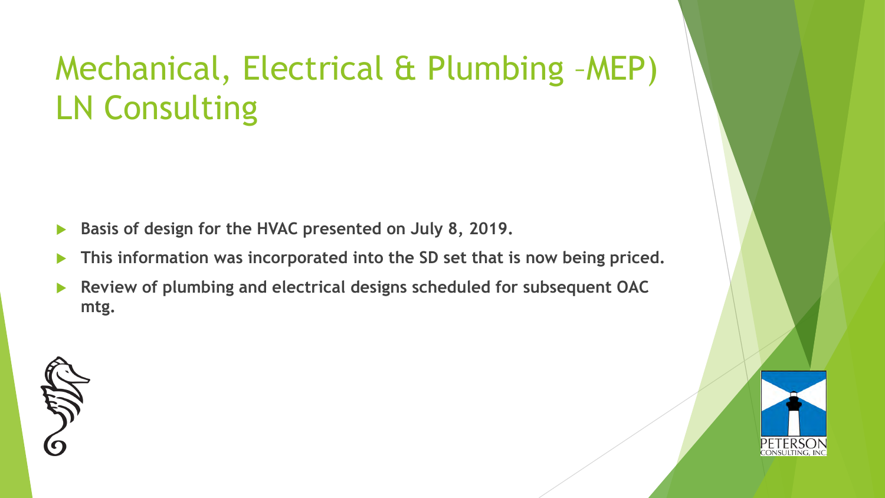# Mechanical, Electrical & Plumbing –MEP) LN Consulting

- **Basis of design for the HVAC presented on July 8, 2019.**
- **This information was incorporated into the SD set that is now being priced.**
- **Review of plumbing and electrical designs scheduled for subsequent OAC mtg.**

PETERSON
CONSULTING, INC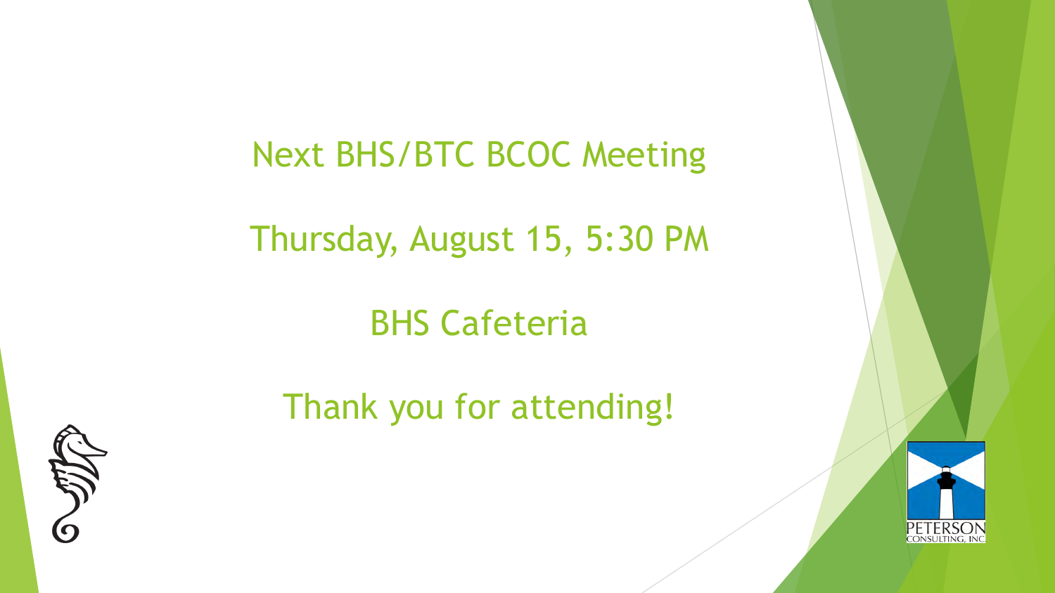Next BHS/BTC BCOC Meeting

Thursday, August 15, 5:30 PM

BHS Cafeteria

Thank you for attending!

PETERSON
CONSULTING, INC